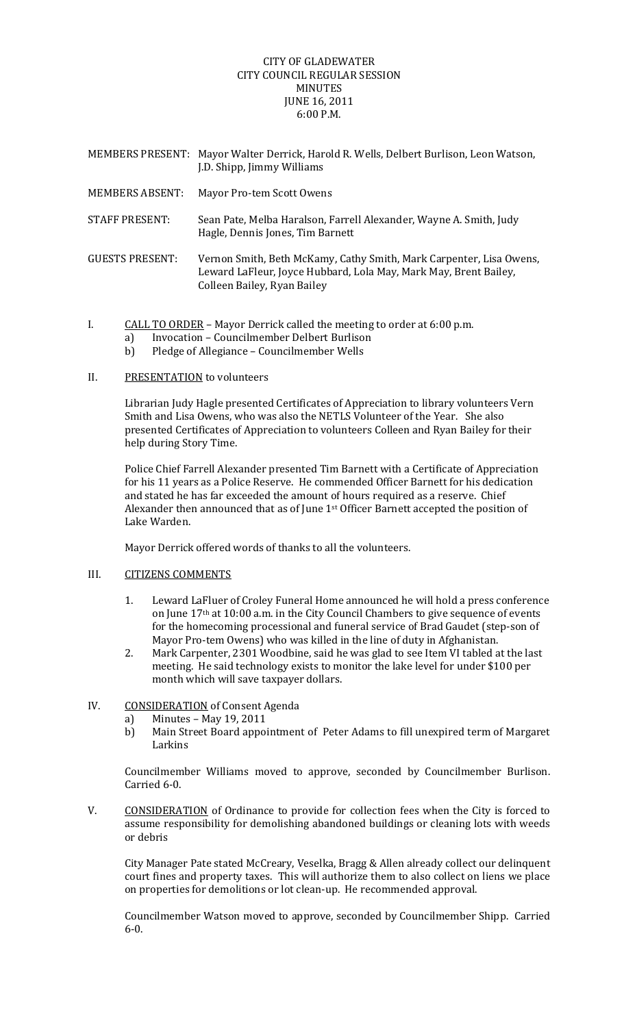CITY OF GLADEWATER
CITY COUNCIL REGULAR SESSION
MINUTES
JUNE 16, 2011
6:00 P.M.

MEMBERS PRESENT: Mayor Walter Derrick, Harold R. Wells, Delbert Burlison, Leon Watson, J.D. Shipp, Jimmy Williams

MEMBERS ABSENT: Mayor Pro-tem Scott Owens

STAFF PRESENT: Sean Pate, Melba Haralson, Farrell Alexander, Wayne A. Smith, Judy Hagle, Dennis Jones, Tim Barnett

GUESTS PRESENT: Vernon Smith, Beth McKamy, Cathy Smith, Mark Carpenter, Lisa Owens, Leward LaFleur, Joyce Hubbard, Lola May, Mark May, Brent Bailey, Colleen Bailey, Ryan Bailey

I. CALL TO ORDER – Mayor Derrick called the meeting to order at 6:00 p.m.
   a) Invocation – Councilmember Delbert Burlison
   b) Pledge of Allegiance – Councilmember Wells

II. PRESENTATION to volunteers

Librarian Judy Hagle presented Certificates of Appreciation to library volunteers Vern Smith and Lisa Owens, who was also the NETLS Volunteer of the Year. She also presented Certificates of Appreciation to volunteers Colleen and Ryan Bailey for their help during Story Time.

Police Chief Farrell Alexander presented Tim Barnett with a Certificate of Appreciation for his 11 years as a Police Reserve. He commended Officer Barnett for his dedication and stated he has far exceeded the amount of hours required as a reserve. Chief Alexander then announced that as of June 1st Officer Barnett accepted the position of Lake Warden.

Mayor Derrick offered words of thanks to all the volunteers.

III. CITIZENS COMMENTS

1. Leward LaFluer of Croley Funeral Home announced he will hold a press conference on June 17th at 10:00 a.m. in the City Council Chambers to give sequence of events for the homecoming processional and funeral service of Brad Gaudet (step-son of Mayor Pro-tem Owens) who was killed in the line of duty in Afghanistan.
2. Mark Carpenter, 2301 Woodbine, said he was glad to see Item VI tabled at the last meeting. He said technology exists to monitor the lake level for under $100 per month which will save taxpayer dollars.

IV. CONSIDERATION of Consent Agenda
   a) Minutes – May 19, 2011
   b) Main Street Board appointment of Peter Adams to fill unexpired term of Margaret Larkins

Councilmember Williams moved to approve, seconded by Councilmember Burlison. Carried 6-0.

V. CONSIDERATION of Ordinance to provide for collection fees when the City is forced to assume responsibility for demolishing abandoned buildings or cleaning lots with weeds or debris

City Manager Pate stated McCreary, Veselka, Bragg & Allen already collect our delinquent court fines and property taxes. This will authorize them to also collect on liens we place on properties for demolitions or lot clean-up. He recommended approval.

Councilmember Watson moved to approve, seconded by Councilmember Shipp. Carried 6-0.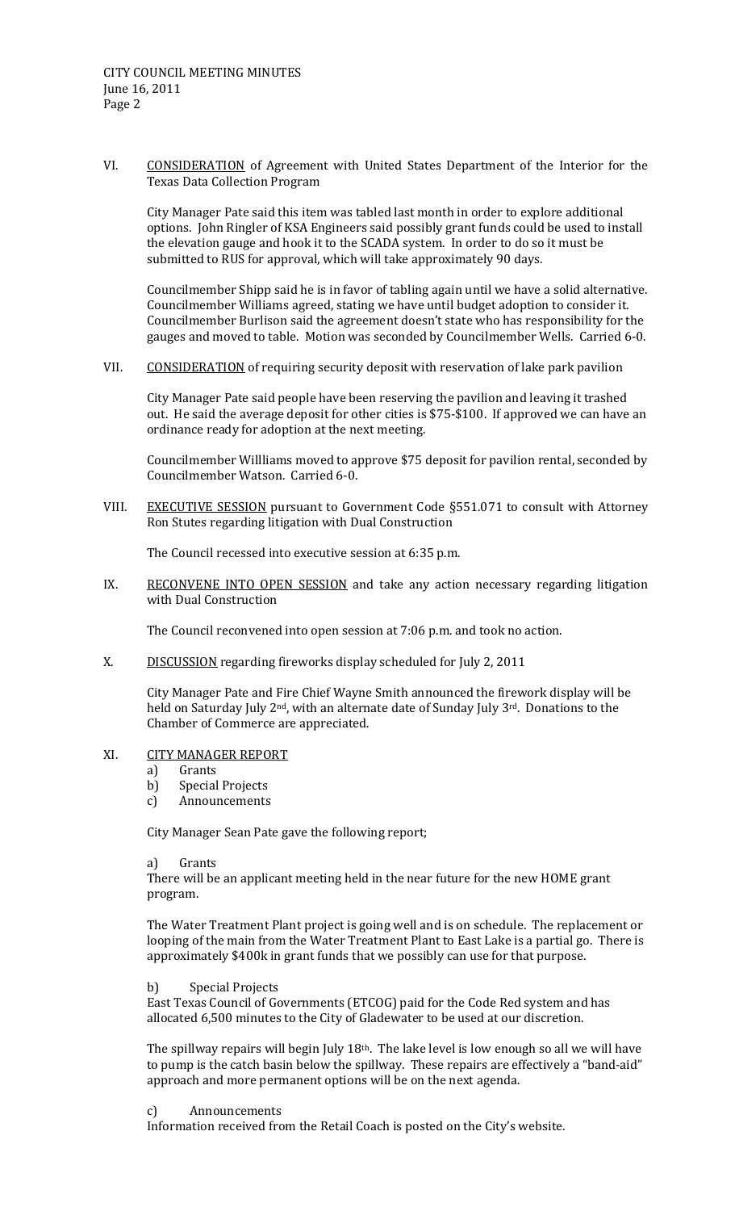VI. CONSIDERATION of Agreement with United States Department of the Interior for the Texas Data Collection Program

City Manager Pate said this item was tabled last month in order to explore additional options. John Ringler of KSA Engineers said possibly grant funds could be used to install the elevation gauge and hook it to the SCADA system. In order to do so it must be submitted to RUS for approval, which will take approximately 90 days.

Councilmember Shipp said he is in favor of tabling again until we have a solid alternative. Councilmember Williams agreed, stating we have until budget adoption to consider it. Councilmember Burlison said the agreement doesn't state who has responsibility for the gauges and moved to table. Motion was seconded by Councilmember Wells. Carried 6-0.

VII. CONSIDERATION of requiring security deposit with reservation of lake park pavilion

City Manager Pate said people have been reserving the pavilion and leaving it trashed out. He said the average deposit for other cities is $75-$100. If approved we can have an ordinance ready for adoption at the next meeting.

Councilmember Willliams moved to approve $75 deposit for pavilion rental, seconded by Councilmember Watson. Carried 6-0.

VIII. EXECUTIVE SESSION pursuant to Government Code §551.071 to consult with Attorney Ron Stutes regarding litigation with Dual Construction

The Council recessed into executive session at 6:35 p.m.

IX. RECONVENE INTO OPEN SESSION and take any action necessary regarding litigation with Dual Construction

The Council reconvened into open session at 7:06 p.m. and took no action.

X. DISCUSSION regarding fireworks display scheduled for July 2, 2011

City Manager Pate and Fire Chief Wayne Smith announced the firework display will be held on Saturday July 2nd, with an alternate date of Sunday July 3rd. Donations to the Chamber of Commerce are appreciated.

XI. CITY MANAGER REPORT
- a) Grants
- b) Special Projects
- c) Announcements

City Manager Sean Pate gave the following report;

a) Grants

There will be an applicant meeting held in the near future for the new HOME grant program.

The Water Treatment Plant project is going well and is on schedule. The replacement or looping of the main from the Water Treatment Plant to East Lake is a partial go. There is approximately $400k in grant funds that we possibly can use for that purpose.

b) Special Projects

East Texas Council of Governments (ETCOG) paid for the Code Red system and has allocated 6,500 minutes to the City of Gladewater to be used at our discretion.

The spillway repairs will begin July 18th. The lake level is low enough so all we will have to pump is the catch basin below the spillway. These repairs are effectively a "band-aid" approach and more permanent options will be on the next agenda.

c) Announcements

Information received from the Retail Coach is posted on the City's website.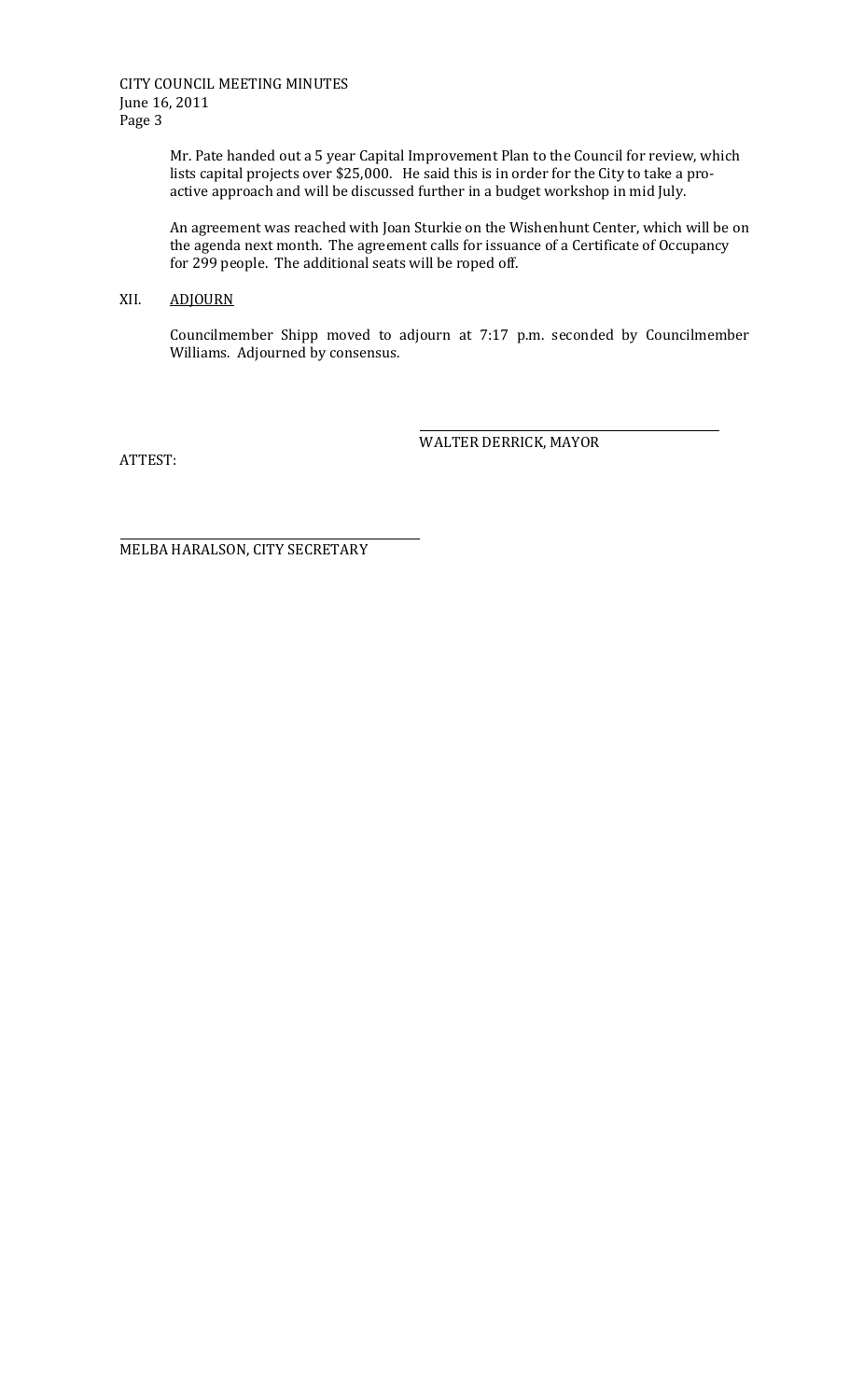Mr. Pate handed out a 5 year Capital Improvement Plan to the Council for review, which lists capital projects over $25,000. He said this is in order for the City to take a pro-active approach and will be discussed further in a budget workshop in mid July.

An agreement was reached with Joan Sturkie on the Wishenhunt Center, which will be on the agenda next month. The agreement calls for issuance of a Certificate of Occupancy for 299 people. The additional seats will be roped off.

## XII. ADJOURN

Councilmember Shipp moved to adjourn at 7:17 p.m. seconded by Councilmember Williams. Adjourned by consensus.

WALTER DERRICK, MAYOR

ATTEST:

MELBA HARALSON, CITY SECRETARY